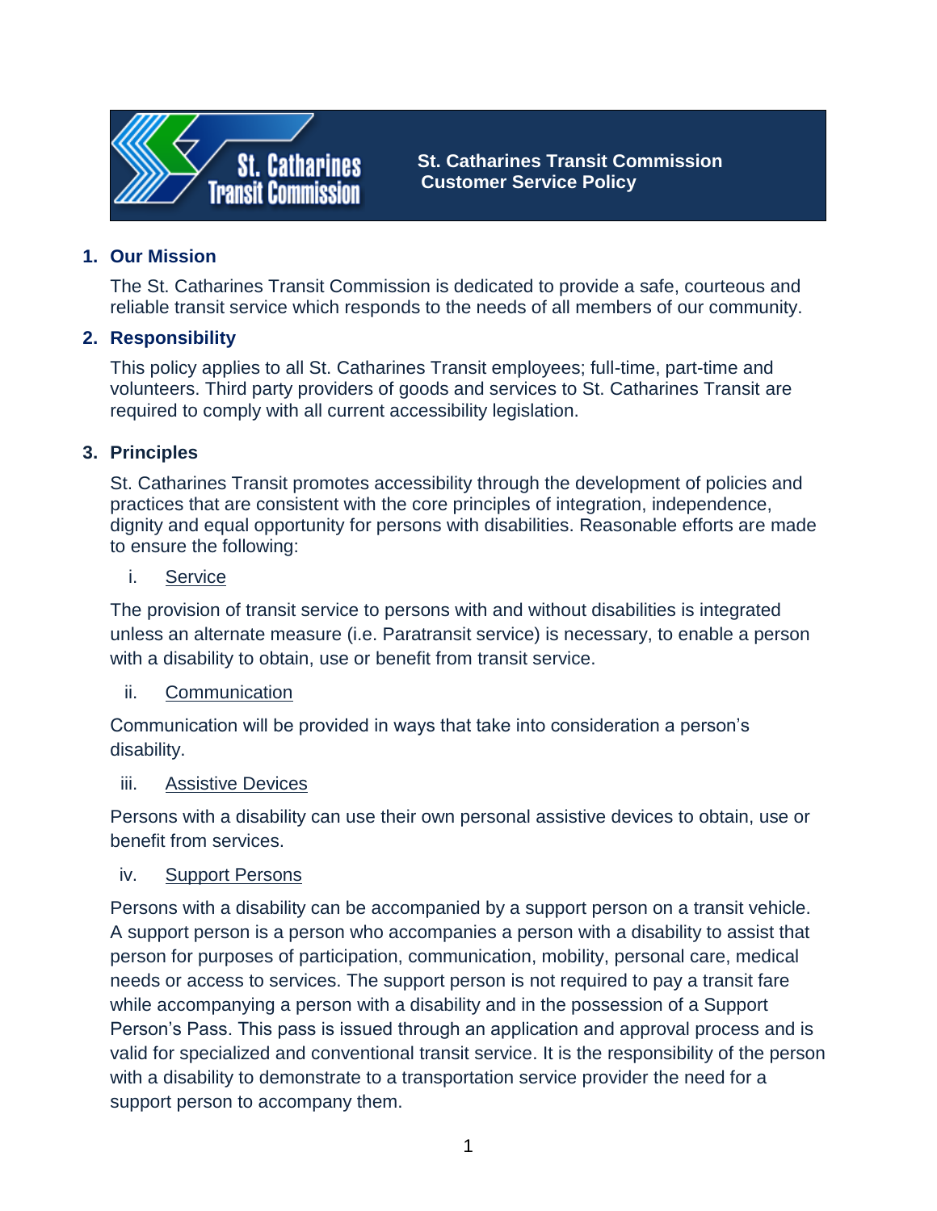# St. Catharines Transit Commission Customer Service Policy

## 1. Our Mission

The St. Catharines Transit Commission is dedicated to provide a safe, courteous and reliable transit service which responds to the needs of all members of our community.

## 2. Responsibility

This policy applies to all St. Catharines Transit employees; full-time, part-time and volunteers. Third party providers of goods and services to St. Catharines Transit are required to comply with all current accessibility legislation.

## 3. Principles

St. Catharines Transit promotes accessibility through the development of policies and practices that are consistent with the core principles of integration, independence, dignity and equal opportunity for persons with disabilities. Reasonable efforts are made to ensure the following:

### i. Service

The provision of transit service to persons with and without disabilities is integrated unless an alternate measure (i.e. Paratransit service) is necessary, to enable a person with a disability to obtain, use or benefit from transit service.

### ii. Communication

Communication will be provided in ways that take into consideration a person's disability.

### iii. Assistive Devices

Persons with a disability can use their own personal assistive devices to obtain, use or benefit from services.

### iv. Support Persons

Persons with a disability can be accompanied by a support person on a transit vehicle. A support person is a person who accompanies a person with a disability to assist that person for purposes of participation, communication, mobility, personal care, medical needs or access to services. The support person is not required to pay a transit fare while accompanying a person with a disability and in the possession of a Support Person's Pass. This pass is issued through an application and approval process and is valid for specialized and conventional transit service. It is the responsibility of the person with a disability to demonstrate to a transportation service provider the need for a support person to accompany them.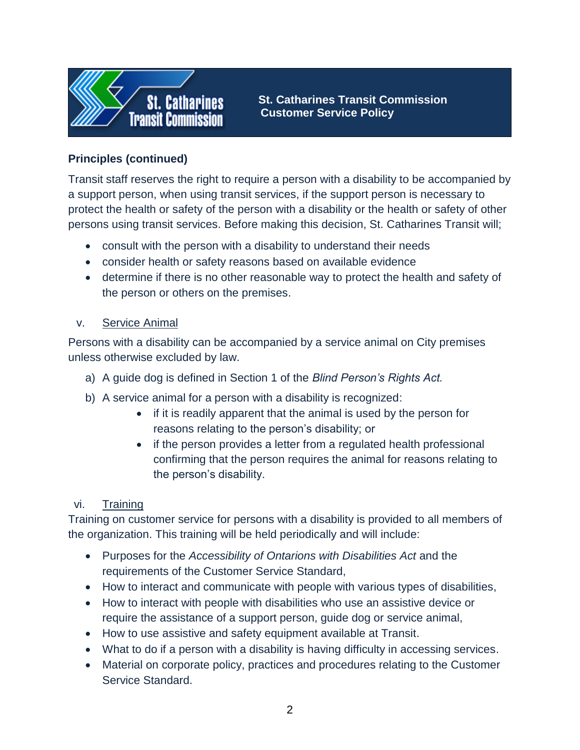**Principles (continued)**

Transit staff reserves the right to require a person with a disability to be accompanied by a support person, when using transit services, if the support person is necessary to protect the health or safety of the person with a disability or the health or safety of other persons using transit services. Before making this decision, St. Catharines Transit will;

- consult with the person with a disability to understand their needs
- consider health or safety reasons based on available evidence
- determine if there is no other reasonable way to protect the health and safety of the person or others on the premises.

v. Service Animal

Persons with a disability can be accompanied by a service animal on City premises unless otherwise excluded by law.

a) A guide dog is defined in Section 1 of the *Blind Person's Rights Act.*

b) A service animal for a person with a disability is recognized:
    - if it is readily apparent that the animal is used by the person for reasons relating to the person's disability; or
    - if the person provides a letter from a regulated health professional confirming that the person requires the animal for reasons relating to the person's disability.

vi. Training

Training on customer service for persons with a disability is provided to all members of the organization. This training will be held periodically and will include:

- Purposes for the *Accessibility of Ontarions with Disabilities Act* and the requirements of the Customer Service Standard,
- How to interact and communicate with people with various types of disabilities,
- How to interact with people with disabilities who use an assistive device or require the assistance of a support person, guide dog or service animal,
- How to use assistive and safety equipment available at Transit.
- What to do if a person with a disability is having difficulty in accessing services.
- Material on corporate policy, practices and procedures relating to the Customer Service Standard.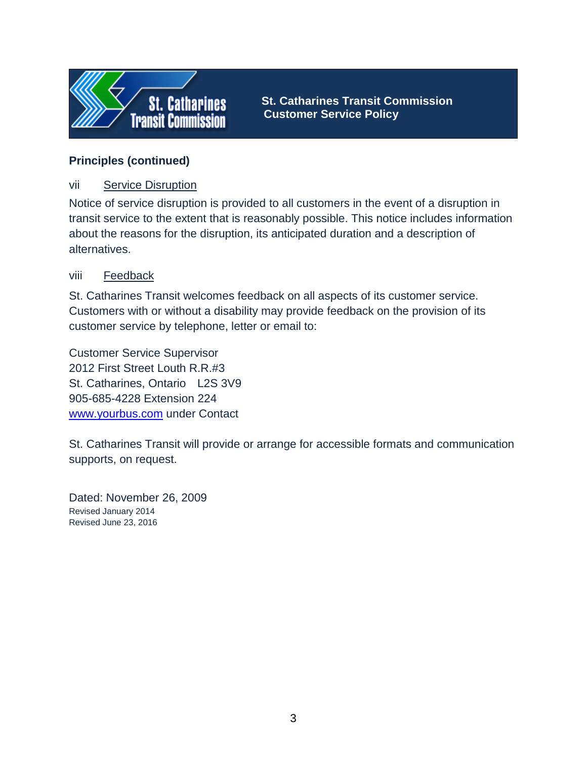## Principles (continued)

vii Service Disruption

Notice of service disruption is provided to all customers in the event of a disruption in transit service to the extent that is reasonably possible. This notice includes information about the reasons for the disruption, its anticipated duration and a description of alternatives.

viii Feedback

St. Catharines Transit welcomes feedback on all aspects of its customer service. Customers with or without a disability may provide feedback on the provision of its customer service by telephone, letter or email to:

Customer Service Supervisor
2012 First Street Louth R.R.#3
St. Catharines, Ontario L2S 3V9
905-685-4228 Extension 224
www.yourbus.com under Contact

St. Catharines Transit will provide or arrange for accessible formats and communication supports, on request.

Dated: November 26, 2009
Revised January 2014
Revised June 23, 2016